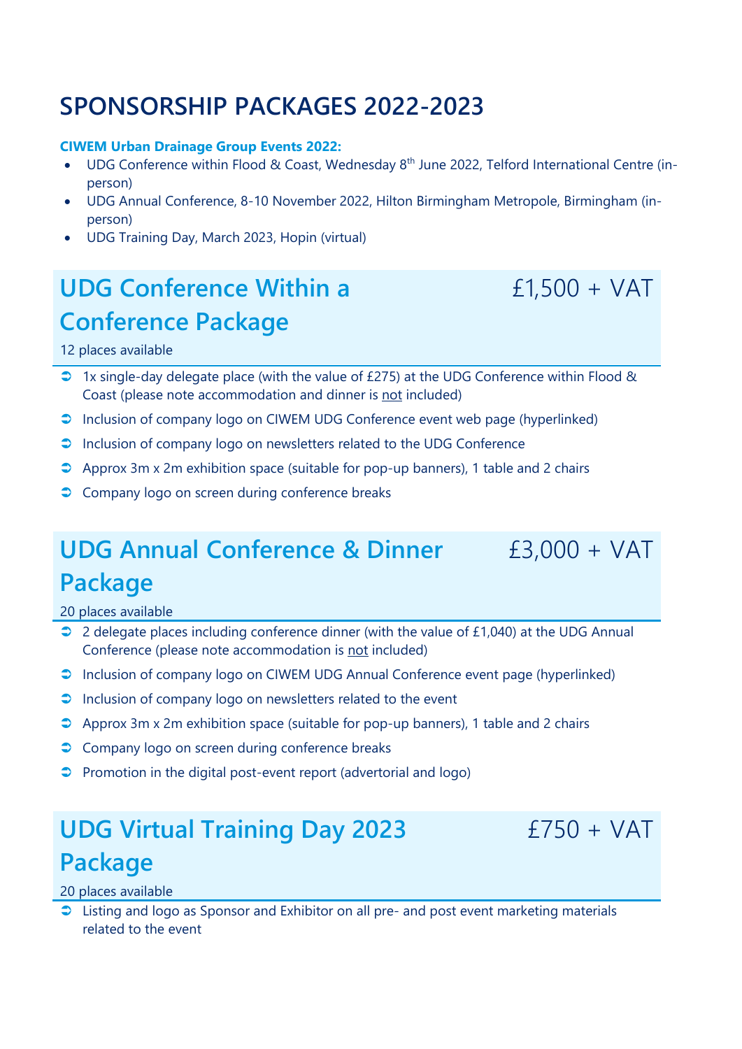# SPONSORSHIP PACKAGES 2022-2023

**CIWEM Urban Drainage Group Events 2022:**

- UDG Conference within Flood & Coast, Wednesday 8th June 2022, Telford International Centre (in-person)
- UDG Annual Conference, 8-10 November 2022, Hilton Birmingham Metropole, Birmingham (in-person)
- UDG Training Day, March 2023, Hopin (virtual)

## UDG Conference Within a Conference Package — £1,500 + VAT

12 places available

- 1x single-day delegate place (with the value of £275) at the UDG Conference within Flood & Coast (please note accommodation and dinner is not included)
- Inclusion of company logo on CIWEM UDG Conference event web page (hyperlinked)
- Inclusion of company logo on newsletters related to the UDG Conference
- Approx 3m x 2m exhibition space (suitable for pop-up banners), 1 table and 2 chairs
- Company logo on screen during conference breaks

## UDG Annual Conference & Dinner Package — £3,000 + VAT

20 places available

- 2 delegate places including conference dinner (with the value of £1,040) at the UDG Annual Conference (please note accommodation is not included)
- Inclusion of company logo on CIWEM UDG Annual Conference event page (hyperlinked)
- Inclusion of company logo on newsletters related to the event
- Approx 3m x 2m exhibition space (suitable for pop-up banners), 1 table and 2 chairs
- Company logo on screen during conference breaks
- Promotion in the digital post-event report (advertorial and logo)

## UDG Virtual Training Day 2023 Package — £750 + VAT

20 places available

- Listing and logo as Sponsor and Exhibitor on all pre- and post event marketing materials related to the event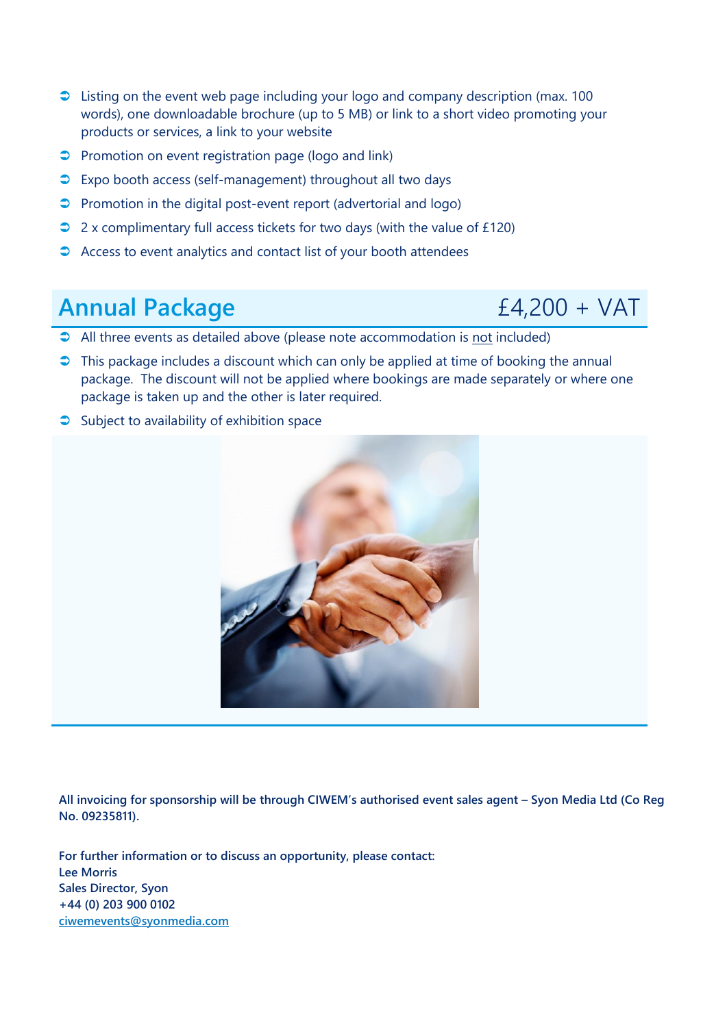- Listing on the event web page including your logo and company description (max. 100 words), one downloadable brochure (up to 5 MB) or link to a short video promoting your products or services, a link to your website
- Promotion on event registration page (logo and link)
- Expo booth access (self-management) throughout all two days
- Promotion in the digital post-event report (advertorial and logo)
- 2 x complimentary full access tickets for two days (with the value of £120)
- Access to event analytics and contact list of your booth attendees

## Annual Package £4,200 + VAT

- All three events as detailed above (please note accommodation is not included)
- This package includes a discount which can only be applied at time of booking the annual package. The discount will not be applied where bookings are made separately or where one package is taken up and the other is later required.
- Subject to availability of exhibition space

**All invoicing for sponsorship will be through CIWEM's authorised event sales agent – Syon Media Ltd (Co Reg No. 09235811).**

**For further information or to discuss an opportunity, please contact:**
**Lee Morris**
**Sales Director, Syon**
**+44 (0) 203 900 0102**
**ciwemevents@syonmedia.com**